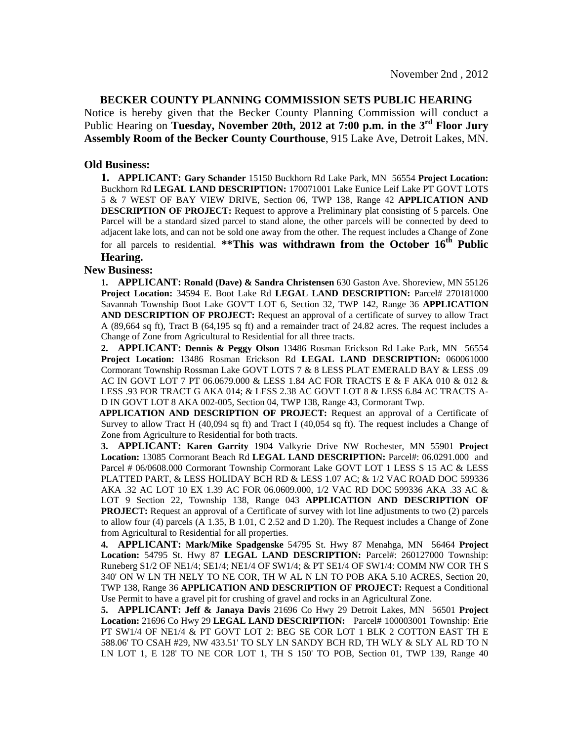November 2nd , 2012

## BECKER COUNTY PLANNING COMMISSION SETS PUBLIC HEARING

Notice is hereby given that the Becker County Planning Commission will conduct a Public Hearing on **Tuesday, November 20th, 2012 at 7:00 p.m. in the 3rd Floor Jury Assembly Room of the Becker County Courthouse**, 915 Lake Ave, Detroit Lakes, MN.

### Old Business:

**1. APPLICANT: Gary Schander** 15150 Buckhorn Rd Lake Park, MN 56554 **Project Location:** Buckhorn Rd **LEGAL LAND DESCRIPTION:** 170071001 Lake Eunice Leif Lake PT GOVT LOTS 5 & 7 WEST OF BAY VIEW DRIVE, Section 06, TWP 138, Range 42 **APPLICATION AND DESCRIPTION OF PROJECT:** Request to approve a Preliminary plat consisting of 5 parcels. One Parcel will be a standard sized parcel to stand alone, the other parcels will be connected by deed to adjacent lake lots, and can not be sold one away from the other. The request includes a Change of Zone for all parcels to residential. **\*\*This was withdrawn from the October 16th Public Hearing.**

### New Business:

**1. APPLICANT: Ronald (Dave) & Sandra Christensen** 630 Gaston Ave. Shoreview, MN 55126 **Project Location:** 34594 E. Boot Lake Rd **LEGAL LAND DESCRIPTION:** Parcel# 270181000 Savannah Township Boot Lake GOV'T LOT 6, Section 32, TWP 142, Range 36 **APPLICATION AND DESCRIPTION OF PROJECT:** Request an approval of a certificate of survey to allow Tract A (89,664 sq ft), Tract B (64,195 sq ft) and a remainder tract of 24.82 acres. The request includes a Change of Zone from Agricultural to Residential for all three tracts.

**2. APPLICANT: Dennis & Peggy Olson** 13486 Rosman Erickson Rd Lake Park, MN 56554 **Project Location:** 13486 Rosman Erickson Rd **LEGAL LAND DESCRIPTION:** 060061000 Cormorant Township Rossman Lake GOVT LOTS 7 & 8 LESS PLAT EMERALD BAY & LESS .09 AC IN GOVT LOT 7 PT 06.0679.000 & LESS 1.84 AC FOR TRACTS E & F AKA 010 & 012 & LESS .93 FOR TRACT G AKA 014; & LESS 2.38 AC GOVT LOT 8 & LESS 6.84 AC TRACTS A-D IN GOVT LOT 8 AKA 002-005, Section 04, TWP 138, Range 43, Cormorant Twp.

**APPLICATION AND DESCRIPTION OF PROJECT:** Request an approval of a Certificate of Survey to allow Tract H (40,094 sq ft) and Tract I (40,054 sq ft). The request includes a Change of Zone from Agriculture to Residential for both tracts.

**3. APPLICANT: Karen Garrity** 1904 Valkyrie Drive NW Rochester, MN 55901 **Project Location:** 13085 Cormorant Beach Rd **LEGAL LAND DESCRIPTION:** Parcel#: 06.0291.000 and Parcel # 06/0608.000 Cormorant Township Cormorant Lake GOVT LOT 1 LESS S 15 AC & LESS PLATTED PART, & LESS HOLIDAY BCH RD & LESS 1.07 AC; & 1/2 VAC ROAD DOC 599336 AKA .32 AC LOT 10 EX 1.39 AC FOR 06.0609.000, 1/2 VAC RD DOC 599336 AKA .33 AC & LOT 9 Section 22, Township 138, Range 043 **APPLICATION AND DESCRIPTION OF PROJECT:** Request an approval of a Certificate of survey with lot line adjustments to two (2) parcels to allow four (4) parcels (A 1.35, B 1.01, C 2.52 and D 1.20). The Request includes a Change of Zone from Agricultural to Residential for all properties.

**4. APPLICANT: Mark/Mike Spadgenske** 54795 St. Hwy 87 Menahga, MN 56464 **Project Location:** 54795 St. Hwy 87 **LEGAL LAND DESCRIPTION:** Parcel#: 260127000 Township: Runeberg S1/2 OF NE1/4; SE1/4; NE1/4 OF SW1/4; & PT SE1/4 OF SW1/4: COMM NW COR TH S 340' ON W LN TH NELY TO NE COR, TH W AL N LN TO POB AKA 5.10 ACRES, Section 20, TWP 138, Range 36 **APPLICATION AND DESCRIPTION OF PROJECT:** Request a Conditional Use Permit to have a gravel pit for crushing of gravel and rocks in an Agricultural Zone.

**5. APPLICANT: Jeff & Janaya Davis** 21696 Co Hwy 29 Detroit Lakes, MN 56501 **Project Location:** 21696 Co Hwy 29 **LEGAL LAND DESCRIPTION:** Parcel# 100003001 Township: Erie PT SW1/4 OF NE1/4 & PT GOVT LOT 2: BEG SE COR LOT 1 BLK 2 COTTON EAST TH E 588.06' TO CSAH #29, NW 433.51' TO SLY LN SANDY BCH RD, TH WLY & SLY AL RD TO N LN LOT 1, E 128' TO NE COR LOT 1, TH S 150' TO POB, Section 01, TWP 139, Range 40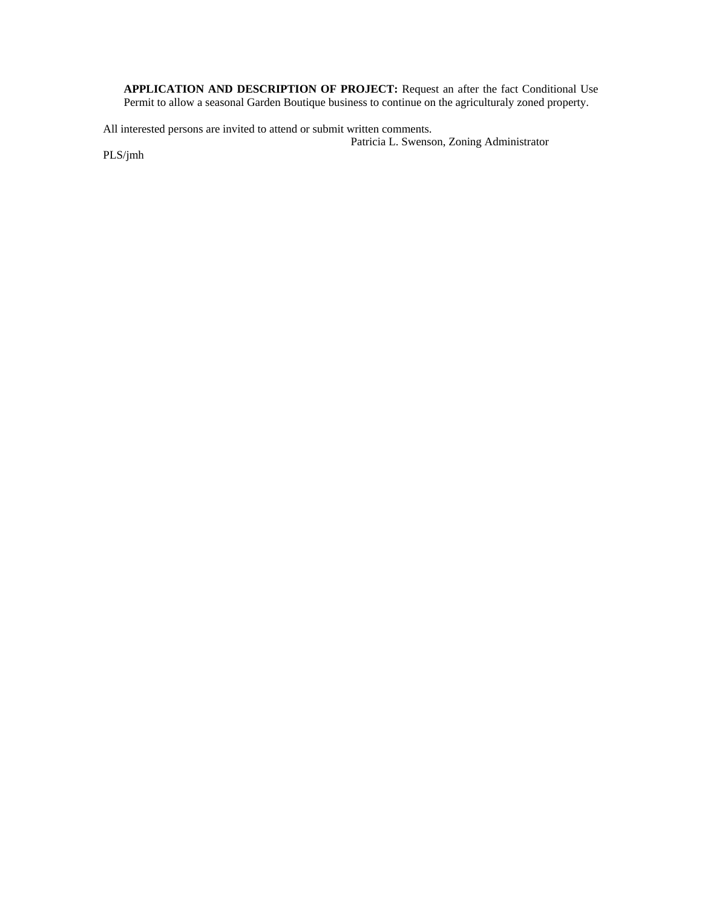**APPLICATION AND DESCRIPTION OF PROJECT:** Request an after the fact Conditional Use Permit to allow a seasonal Garden Boutique business to continue on the agriculturaly zoned property.

All interested persons are invited to attend or submit written comments.

Patricia L. Swenson, Zoning Administrator

PLS/jmh